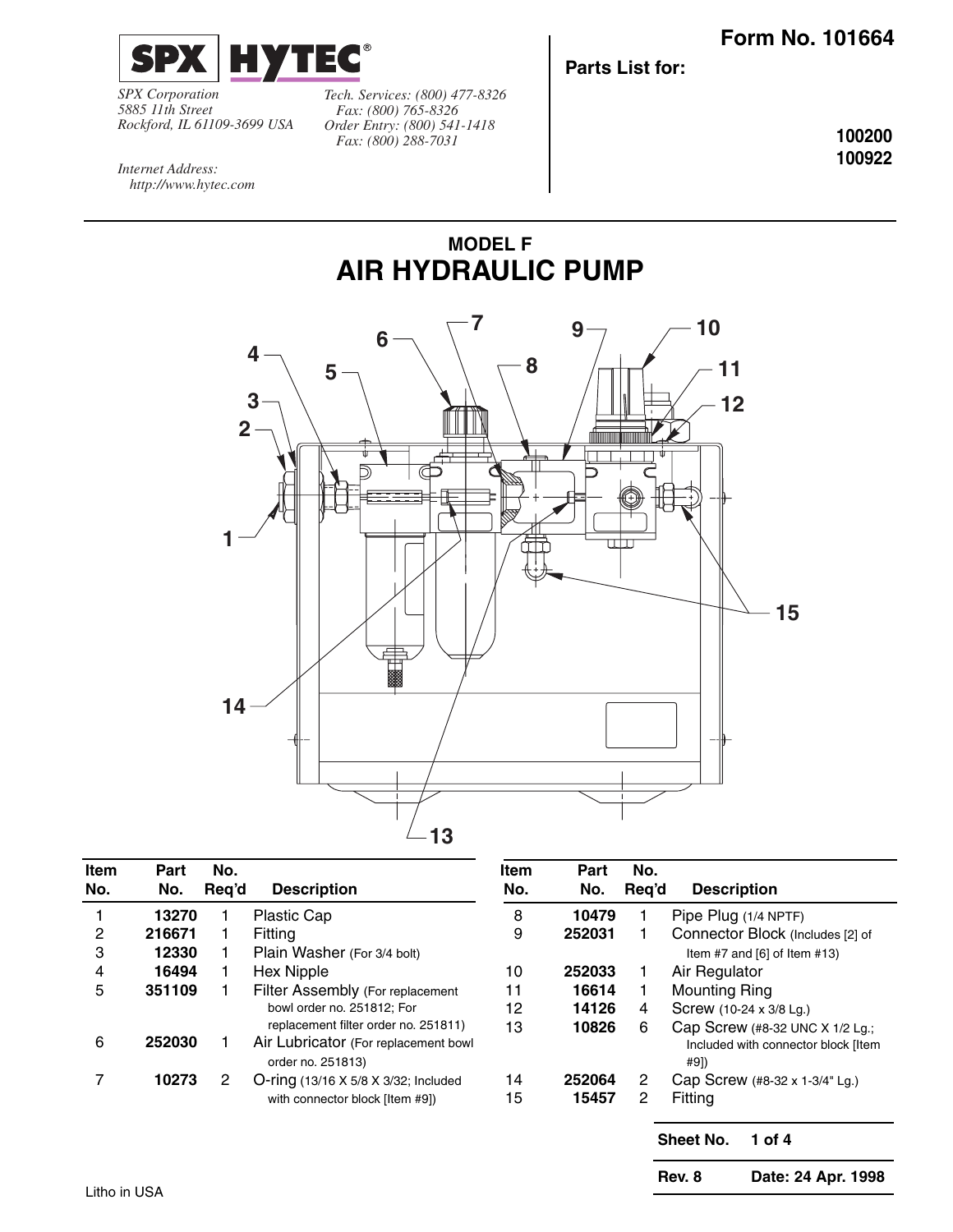SPX | HYTEC®

*SPX Corporation*
*5885 11th Street*
*Rockford, IL 61109-3699 USA*

*Tech. Services: (800) 477-8326*
*Fax: (800) 765-8326*
*Order Entry: (800) 541-1418*
*Fax: (800) 288-7031*

*Internet Address:*
*http://www.hytec.com*

**Form No. 101664**

**Parts List for:**

**100200**
**100922**

## MODEL F
# AIR HYDRAULIC PUMP

| Item No. | Part No. | No. Req'd | Description |
|---|---|---|---|
| 1 | **13270** | 1 | Plastic Cap |
| 2 | **216671** | 1 | Fitting |
| 3 | **12330** | 1 | Plain Washer (For 3/4 bolt) |
| 4 | **16494** | 1 | Hex Nipple |
| 5 | **351109** | 1 | Filter Assembly (For replacement bowl order no. 251812; For replacement filter order no. 251811) |
| 6 | **252030** | 1 | Air Lubricator (For replacement bowl order no. 251813) |
| 7 | **10273** | 2 | O-ring (13/16 X 5/8 X 3/32; Included with connector block [Item #9]) |
| 8 | **10479** | 1 | Pipe Plug (1/4 NPTF) |
| 9 | **252031** | 1 | Connector Block (Includes [2] of Item #7 and [6] of Item #13) |
| 10 | **252033** | 1 | Air Regulator |
| 11 | **16614** | 1 | Mounting Ring |
| 12 | **14126** | 4 | Screw (10-24 x 3/8 Lg.) |
| 13 | **10826** | 6 | Cap Screw (#8-32 UNC X 1/2 Lg.; Included with connector block [Item #9]) |
| 14 | **252064** | 2 | Cap Screw (#8-32 x 1-3/4" Lg.) |
| 15 | **15457** | 2 | Fitting |

**Rev. 8** **Date: 24 Apr. 1998**

Litho in USA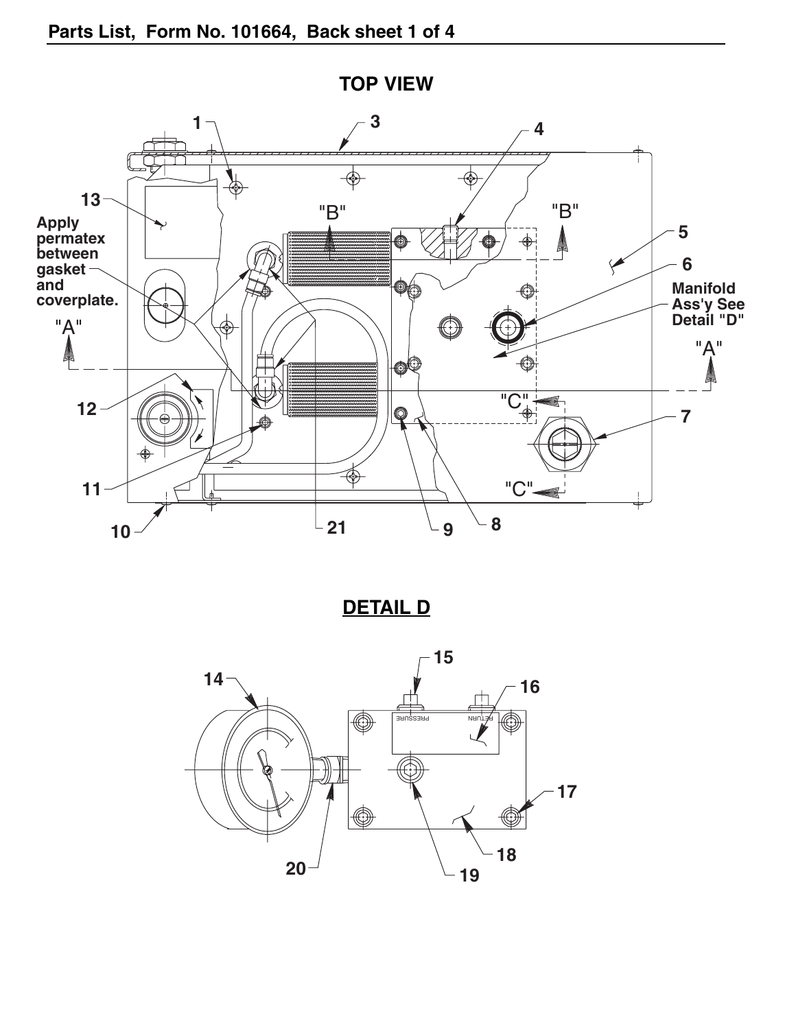## TOP VIEW

Apply permatex between gasket and coverplate.

Manifold Ass'y See Detail "D"

## DETAIL D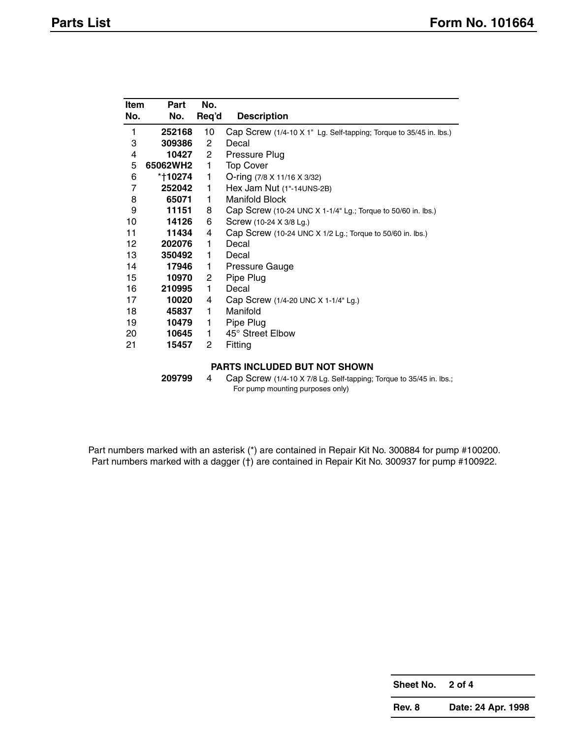| Item No. | Part No. | No. Req'd | Description |
|---|---|---|---|
| 1 | **252168** | 10 | Cap Screw (1/4-10 X 1" Lg. Self-tapping; Torque to 35/45 in. lbs.) |
| 3 | **309386** | 2 | Decal |
| 4 | **10427** | 2 | Pressure Plug |
| 5 | **65062WH2** | 1 | Top Cover |
| 6 | *†**10274** | 1 | O-ring (7/8 X 11/16 X 3/32) |
| 7 | **252042** | 1 | Hex Jam Nut (1"-14UNS-2B) |
| 8 | **65071** | 1 | Manifold Block |
| 9 | **11151** | 8 | Cap Screw (10-24 UNC X 1-1/4" Lg.; Torque to 50/60 in. lbs.) |
| 10 | **14126** | 6 | Screw (10-24 X 3/8 Lg.) |
| 11 | **11434** | 4 | Cap Screw (10-24 UNC X 1/2 Lg.; Torque to 50/60 in. lbs.) |
| 12 | **202076** | 1 | Decal |
| 13 | **350492** | 1 | Decal |
| 14 | **17946** | 1 | Pressure Gauge |
| 15 | **10970** | 2 | Pipe Plug |
| 16 | **210995** | 1 | Decal |
| 17 | **10020** | 4 | Cap Screw (1/4-20 UNC X 1-1/4" Lg.) |
| 18 | **45837** | 1 | Manifold |
| 19 | **10479** | 1 | Pipe Plug |
| 20 | **10645** | 1 | 45° Street Elbow |
| 21 | **15457** | 2 | Fitting |

**PARTS INCLUDED BUT NOT SHOWN**

| Part No. | No. Req'd | Description |
|---|---|---|
| **209799** | 4 | Cap Screw (1/4-10 X 7/8 Lg. Self-tapping; Torque to 35/45 in. lbs.; For pump mounting purposes only) |

Part numbers marked with an asterisk (*) are contained in Repair Kit No. 300884 for pump #100200.
Part numbers marked with a dagger (†) are contained in Repair Kit No. 300937 for pump #100922.

| Sheet No. | 2 of 4 |
|---|---|
| Rev. 8 | Date: 24 Apr. 1998 |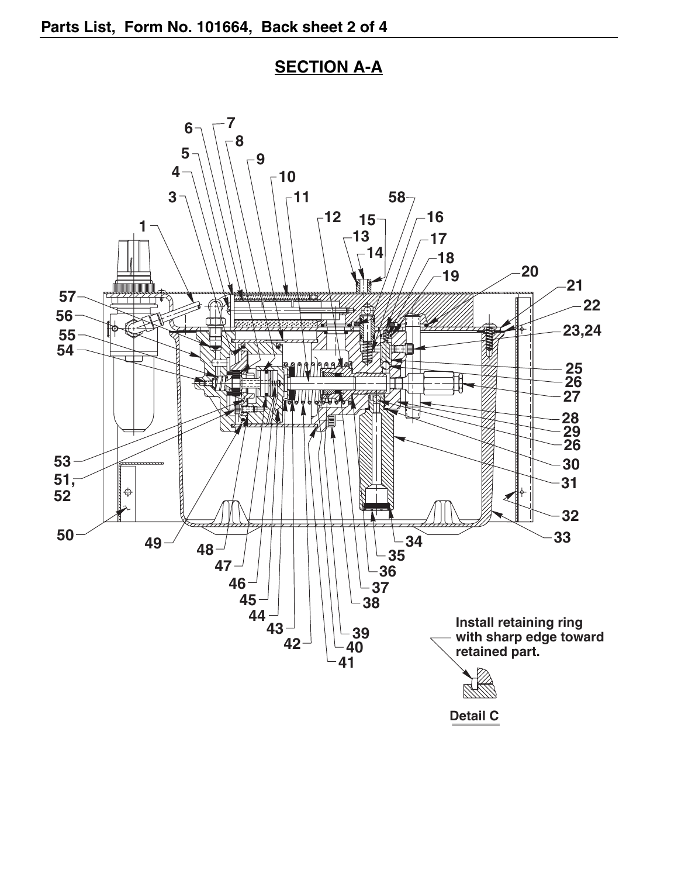## SECTION A-A

Install retaining ring with sharp edge toward retained part.

Detail C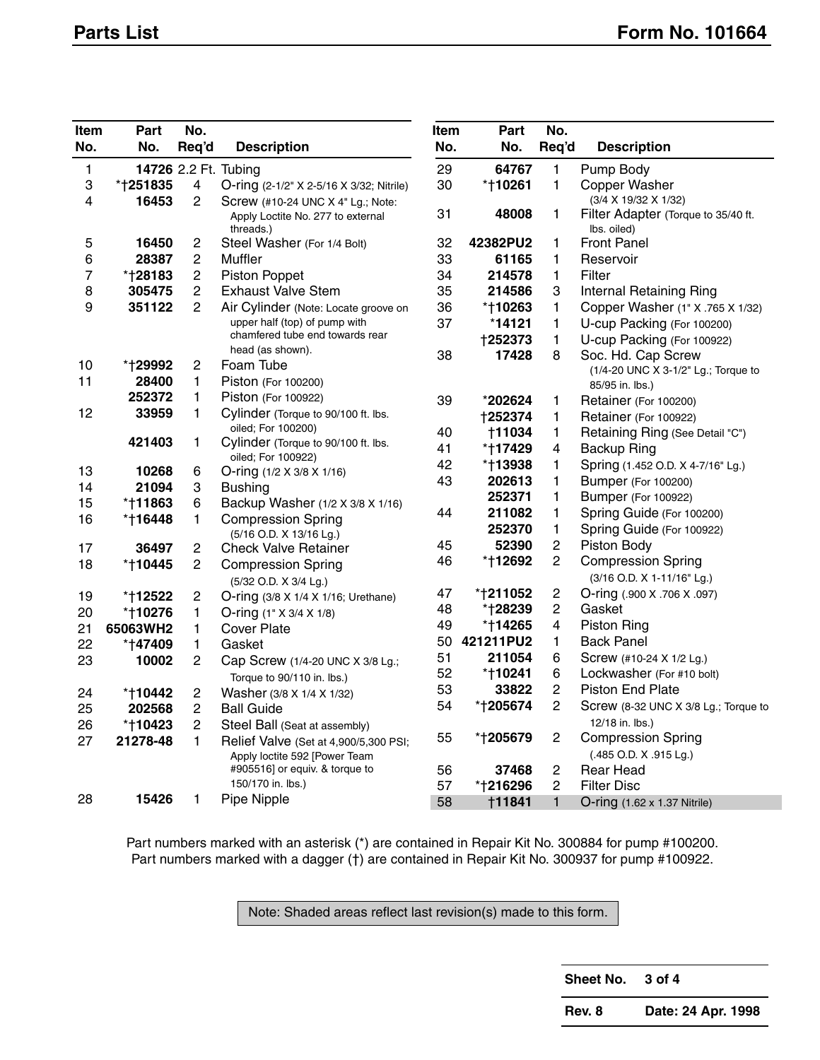# Parts List

**Form No. 101664**

| Item No. | Part No. | No. Req'd | Description |
|---|---|---|---|
| 1 | 14726 | 2.2 Ft. | Tubing |
| 3 | *†251835 | 4 | O-ring (2-1/2" X 2-5/16 X 3/32; Nitrile) |
| 4 | 16453 | 2 | Screw (#10-24 UNC X 4" Lg.; Note: Apply Loctite No. 277 to external threads.) |
| 5 | 16450 | 2 | Steel Washer (For 1/4 Bolt) |
| 6 | 28387 | 2 | Muffler |
| 7 | *†28183 | 2 | Piston Poppet |
| 8 | 305475 | 2 | Exhaust Valve Stem |
| 9 | 351122 | 2 | Air Cylinder (Note: Locate groove on upper half (top) of pump with chamfered tube end towards rear head (as shown). |
| 10 | *†29992 | 2 | Foam Tube |
| 11 | 28400 | 1 | Piston (For 100200) |
| | 252372 | 1 | Piston (For 100922) |
| 12 | 33959 | 1 | Cylinder (Torque to 90/100 ft. lbs. oiled; For 100200) |
| | 421403 | 1 | Cylinder (Torque to 90/100 ft. lbs. oiled; For 100922) |
| 13 | 10268 | 6 | O-ring (1/2 X 3/8 X 1/16) |
| 14 | 21094 | 3 | Bushing |
| 15 | *†11863 | 6 | Backup Washer (1/2 X 3/8 X 1/16) |
| 16 | *†16448 | 1 | Compression Spring (5/16 O.D. X 13/16 Lg.) |
| 17 | 36497 | 2 | Check Valve Retainer |
| 18 | *†10445 | 2 | Compression Spring (5/32 O.D. X 3/4 Lg.) |
| 19 | *†12522 | 2 | O-ring (3/8 X 1/4 X 1/16; Urethane) |
| 20 | *†10276 | 1 | O-ring (1" X 3/4 X 1/8) |
| 21 | 65063WH2 | 1 | Cover Plate |
| 22 | *†47409 | 1 | Gasket |
| 23 | 10002 | 2 | Cap Screw (1/4-20 UNC X 3/8 Lg.; Torque to 90/110 in. lbs.) |
| 24 | *†10442 | 2 | Washer (3/8 X 1/4 X 1/32) |
| 25 | 202568 | 2 | Ball Guide |
| 26 | *†10423 | 2 | Steel Ball (Seat at assembly) |
| 27 | 21278-48 | 1 | Relief Valve (Set at 4,900/5,300 PSI; Apply loctite 592 [Power Team #905516] or equiv. & torque to 150/170 in. lbs.) |
| 28 | 15426 | 1 | Pipe Nipple |
| 29 | 64767 | 1 | Pump Body |
| 30 | *†10261 | 1 | Copper Washer (3/4 X 19/32 X 1/32) |
| 31 | 48008 | 1 | Filter Adapter (Torque to 35/40 ft. lbs. oiled) |
| 32 | 42382PU2 | 1 | Front Panel |
| 33 | 61165 | 1 | Reservoir |
| 34 | 214578 | 1 | Filter |
| 35 | 214586 | 3 | Internal Retaining Ring |
| 36 | *†10263 | 1 | Copper Washer (1" X .765 X 1/32) |
| 37 | *14121 | 1 | U-cup Packing (For 100200) |
| | †252373 | 1 | U-cup Packing (For 100922) |
| 38 | 17428 | 8 | Soc. Hd. Cap Screw (1/4-20 UNC X 3-1/2" Lg.; Torque to 85/95 in. lbs.) |
| 39 | *202624 | 1 | Retainer (For 100200) |
| | †252374 | 1 | Retainer (For 100922) |
| 40 | †11034 | 1 | Retaining Ring (See Detail "C") |
| 41 | *†17429 | 4 | Backup Ring |
| 42 | *†13938 | 1 | Spring (1.452 O.D. X 4-7/16" Lg.) |
| 43 | 202613 | 1 | Bumper (For 100200) |
| | 252371 | 1 | Bumper (For 100922) |
| 44 | 211082 | 1 | Spring Guide (For 100200) |
| | 252370 | 1 | Spring Guide (For 100922) |
| 45 | 52390 | 2 | Piston Body |
| 46 | *†12692 | 2 | Compression Spring (3/16 O.D. X 1-11/16" Lg.) |
| 47 | *†211052 | 2 | O-ring (.900 X .706 X .097) |
| 48 | *†28239 | 2 | Gasket |
| 49 | *†14265 | 4 | Piston Ring |
| 50 | 421211PU2 | 1 | Back Panel |
| 51 | 211054 | 6 | Screw (#10-24 X 1/2 Lg.) |
| 52 | *†10241 | 6 | Lockwasher (For #10 bolt) |
| 53 | 33822 | 2 | Piston End Plate |
| 54 | *†205674 | 2 | Screw (8-32 UNC X 3/8 Lg.; Torque to 12/18 in. lbs.) |
| 55 | *†205679 | 2 | Compression Spring (.485 O.D. X .915 Lg.) |
| 56 | 37468 | 2 | Rear Head |
| 57 | *†216296 | 2 | Filter Disc |
| 58 | †11841 | 1 | O-ring (1.62 x 1.37 Nitrile) |

Part numbers marked with an asterisk (*) are contained in Repair Kit No. 300884 for pump #100200.
Part numbers marked with a dagger (†) are contained in Repair Kit No. 300937 for pump #100922.

Note: Shaded areas reflect last revision(s) made to this form.

| Sheet No. | 3 of 4 |
|---|---|
| Rev. 8 | Date: 24 Apr. 1998 |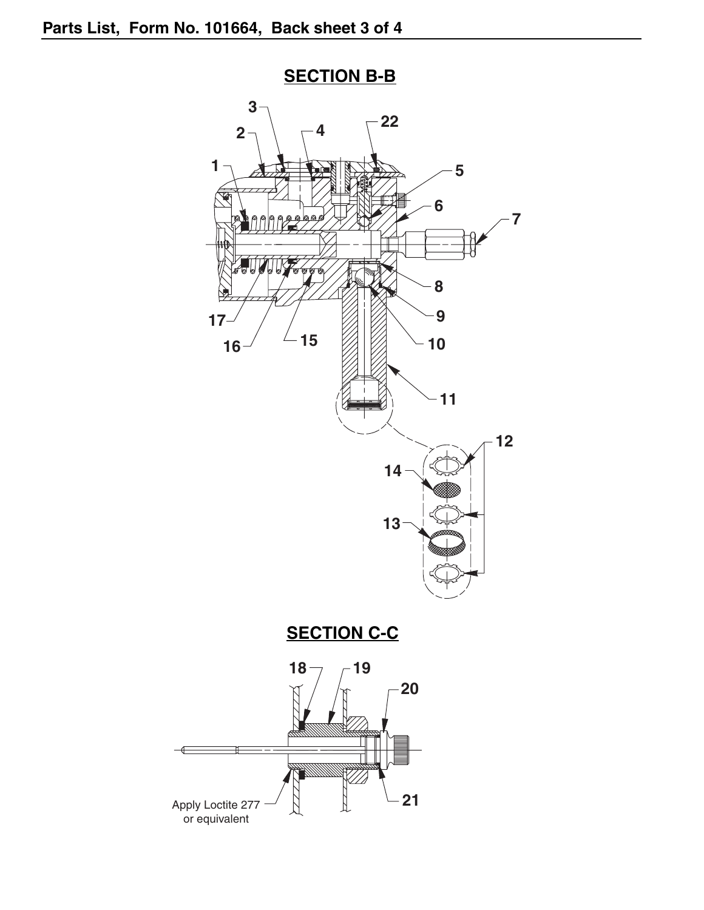## SECTION B-B

## SECTION C-C

Apply Loctite 277 or equivalent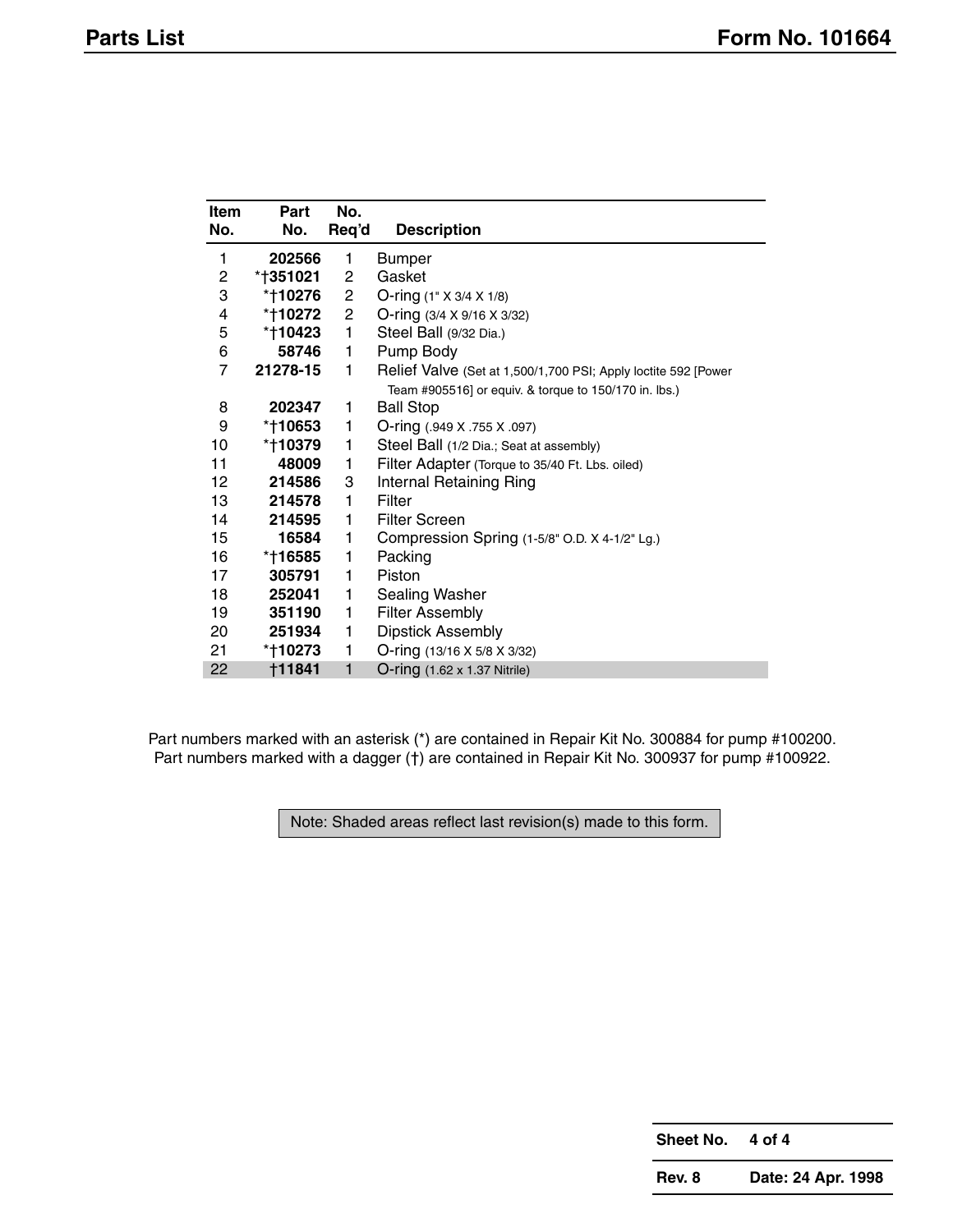| Item No. | Part No. | No. Req'd | Description |
| --- | --- | --- | --- |
| 1 | **202566** | 1 | Bumper |
| 2 | *†**351021** | 2 | Gasket |
| 3 | *†**10276** | 2 | O-ring (1" X 3/4 X 1/8) |
| 4 | *†**10272** | 2 | O-ring (3/4 X 9/16 X 3/32) |
| 5 | *†**10423** | 1 | Steel Ball (9/32 Dia.) |
| 6 | **58746** | 1 | Pump Body |
| 7 | **21278-15** | 1 | Relief Valve (Set at 1,500/1,700 PSI; Apply loctite 592 [Power Team #905516] or equiv. & torque to 150/170 in. lbs.) |
| 8 | **202347** | 1 | Ball Stop |
| 9 | *†**10653** | 1 | O-ring (.949 X .755 X .097) |
| 10 | *†**10379** | 1 | Steel Ball (1/2 Dia.; Seat at assembly) |
| 11 | **48009** | 1 | Filter Adapter (Torque to 35/40 Ft. Lbs. oiled) |
| 12 | **214586** | 3 | Internal Retaining Ring |
| 13 | **214578** | 1 | Filter |
| 14 | **214595** | 1 | Filter Screen |
| 15 | **16584** | 1 | Compression Spring (1-5/8" O.D. X 4-1/2" Lg.) |
| 16 | *†**16585** | 1 | Packing |
| 17 | **305791** | 1 | Piston |
| 18 | **252041** | 1 | Sealing Washer |
| 19 | **351190** | 1 | Filter Assembly |
| 20 | **251934** | 1 | Dipstick Assembly |
| 21 | *†**10273** | 1 | O-ring (13/16 X 5/8 X 3/32) |
| 22 | †**11841** | 1 | O-ring (1.62 x 1.37 Nitrile) |

Part numbers marked with an asterisk (*) are contained in Repair Kit No. 300884 for pump #100200.
Part numbers marked with a dagger (†) are contained in Repair Kit No. 300937 for pump #100922.

Note: Shaded areas reflect last revision(s) made to this form.

| | |
| --- | --- |
| **Sheet No.** | **4 of 4** |
| **Rev. 8** | **Date: 24 Apr. 1998** |